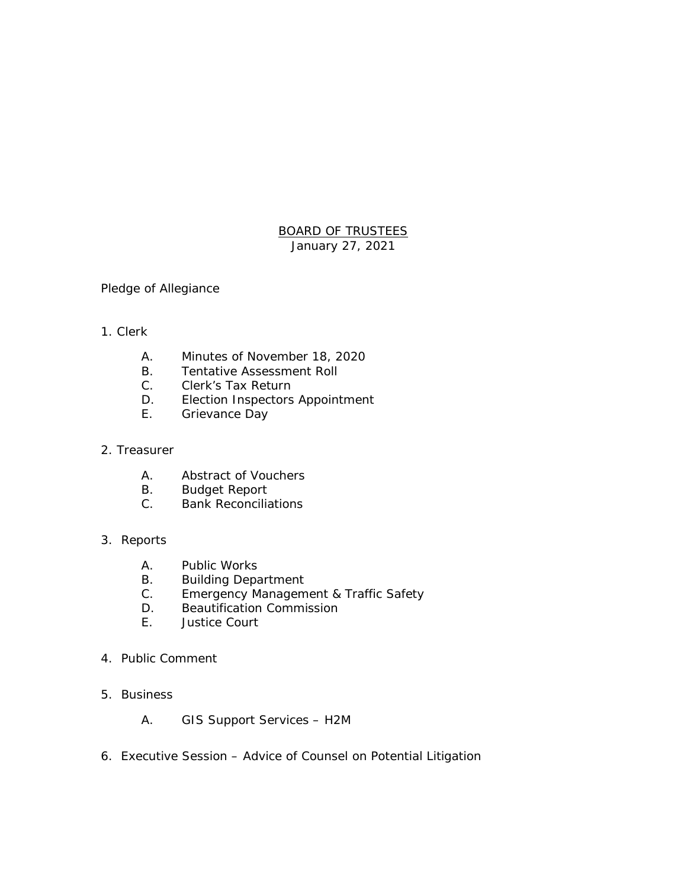# BOARD OF TRUSTEES

January 27, 2021

Pledge of Allegiance

1. Clerk

    A. Minutes of November 18, 2020
    B. Tentative Assessment Roll
    C. Clerk's Tax Return
    D. Election Inspectors Appointment
    E. Grievance Day

2. Treasurer

    A. Abstract of Vouchers
    B. Budget Report
    C. Bank Reconciliations

3. Reports

    A. Public Works
    B. Building Department
    C. Emergency Management & Traffic Safety
    D. Beautification Commission
    E. Justice Court

4. Public Comment

5. Business

    A. GIS Support Services – H2M

6. Executive Session – Advice of Counsel on Potential Litigation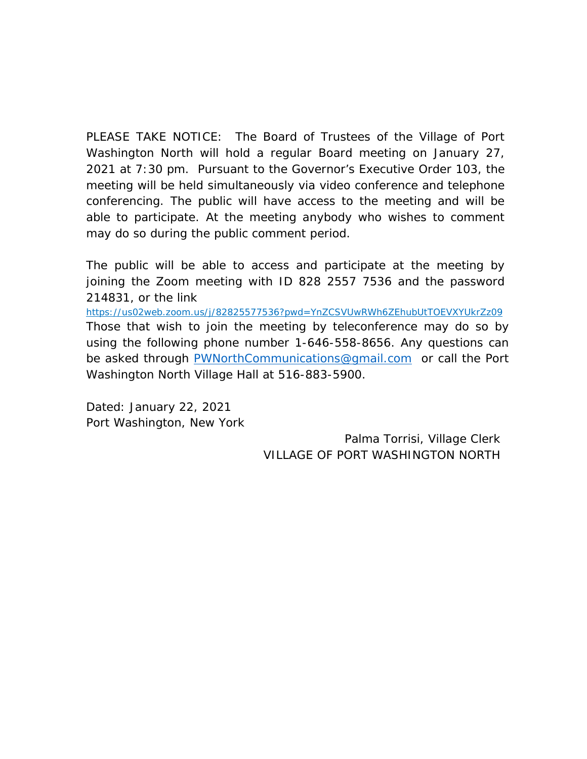PLEASE TAKE NOTICE: The Board of Trustees of the Village of Port Washington North will hold a regular Board meeting on January 27, 2021 at 7:30 pm. Pursuant to the Governor's Executive Order 103, the meeting will be held simultaneously via video conference and telephone conferencing. The public will have access to the meeting and will be able to participate. At the meeting anybody who wishes to comment may do so during the public comment period.

The public will be able to access and participate at the meeting by joining the Zoom meeting with ID 828 2557 7536 and the password 214831, or the link
https://us02web.zoom.us/j/82825577536?pwd=YnZCSVUwRWh6ZEhubUtTOEVXYUkrZz09
Those that wish to join the meeting by teleconference may do so by using the following phone number 1-646-558-8656. Any questions can be asked through PWNorthCommunications@gmail.com or call the Port Washington North Village Hall at 516-883-5900.

Dated: January 22, 2021
Port Washington, New York

Palma Torrisi, Village Clerk
VILLAGE OF PORT WASHINGTON NORTH